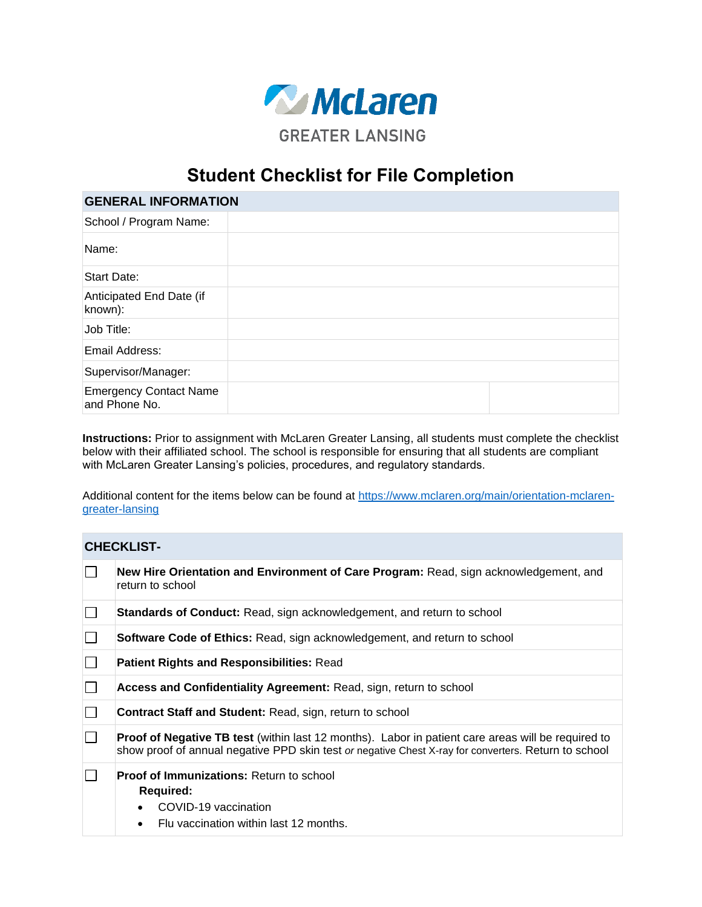McLaren

GREATER LANSING

# Student Checklist for File Completion

| GENERAL INFORMATION | | |
|---|---|---|
| School / Program Name: | | |
| Name: | | |
| Start Date: | | |
| Anticipated End Date (if known): | | |
| Job Title: | | |
| Email Address: | | |
| Supervisor/Manager: | | |
| Emergency Contact Name and Phone No. | | |

**Instructions:** Prior to assignment with McLaren Greater Lansing, all students must complete the checklist below with their affiliated school. The school is responsible for ensuring that all students are compliant with McLaren Greater Lansing's policies, procedures, and regulatory standards.

Additional content for the items below can be found at https://www.mclaren.org/main/orientation-mclaren-greater-lansing

| CHECKLIST- | |
|---|---|
| ☐ | **New Hire Orientation and Environment of Care Program:** Read, sign acknowledgement, and return to school |
| ☐ | **Standards of Conduct:** Read, sign acknowledgement, and return to school |
| ☐ | **Software Code of Ethics:** Read, sign acknowledgement, and return to school |
| ☐ | **Patient Rights and Responsibilities:** Read |
| ☐ | **Access and Confidentiality Agreement:** Read, sign, return to school |
| ☐ | **Contract Staff and Student:** Read, sign, return to school |
| ☐ | **Proof of Negative TB test** (within last 12 months). Labor in patient care areas will be required to show proof of annual negative PPD skin test *or* negative Chest X-ray for converters. Return to school |
| ☐ | **Proof of Immunizations:** Return to school<br>**Required:**<br>• COVID-19 vaccination<br>• Flu vaccination within last 12 months. |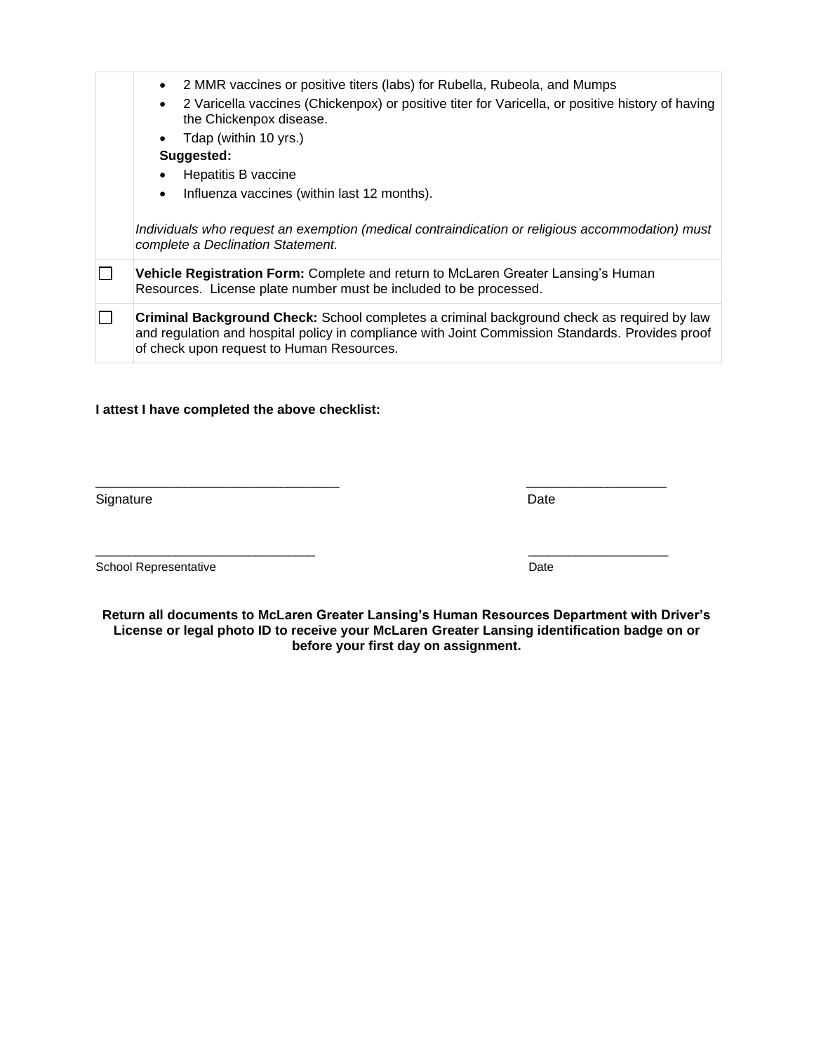| | |
|---|---|
| | <ul><li>2 MMR vaccines or positive titers (labs) for Rubella, Rubeola, and Mumps</li><li>2 Varicella vaccines (Chickenpox) or positive titer for Varicella, or positive history of having the Chickenpox disease.</li><li>Tdap (within 10 yrs.)</li></ul>**Suggested:**<ul><li>Hepatitis B vaccine</li><li>Influenza vaccines (within last 12 months).</li></ul>*Individuals who request an exemption (medical contraindication or religious accommodation) must complete a Declination Statement.* |
| ☐ | **Vehicle Registration Form:** Complete and return to McLaren Greater Lansing's Human Resources. License plate number must be included to be processed. |
| ☐ | **Criminal Background Check:** School completes a criminal background check as required by law and regulation and hospital policy in compliance with Joint Commission Standards. Provides proof of check upon request to Human Resources. |

**I attest I have completed the above checklist:**

________________________________ ____________________

Signature Date

________________________________ ____________________

School Representative Date

**Return all documents to McLaren Greater Lansing's Human Resources Department with Driver's License or legal photo ID to receive your McLaren Greater Lansing identification badge on or before your first day on assignment.**